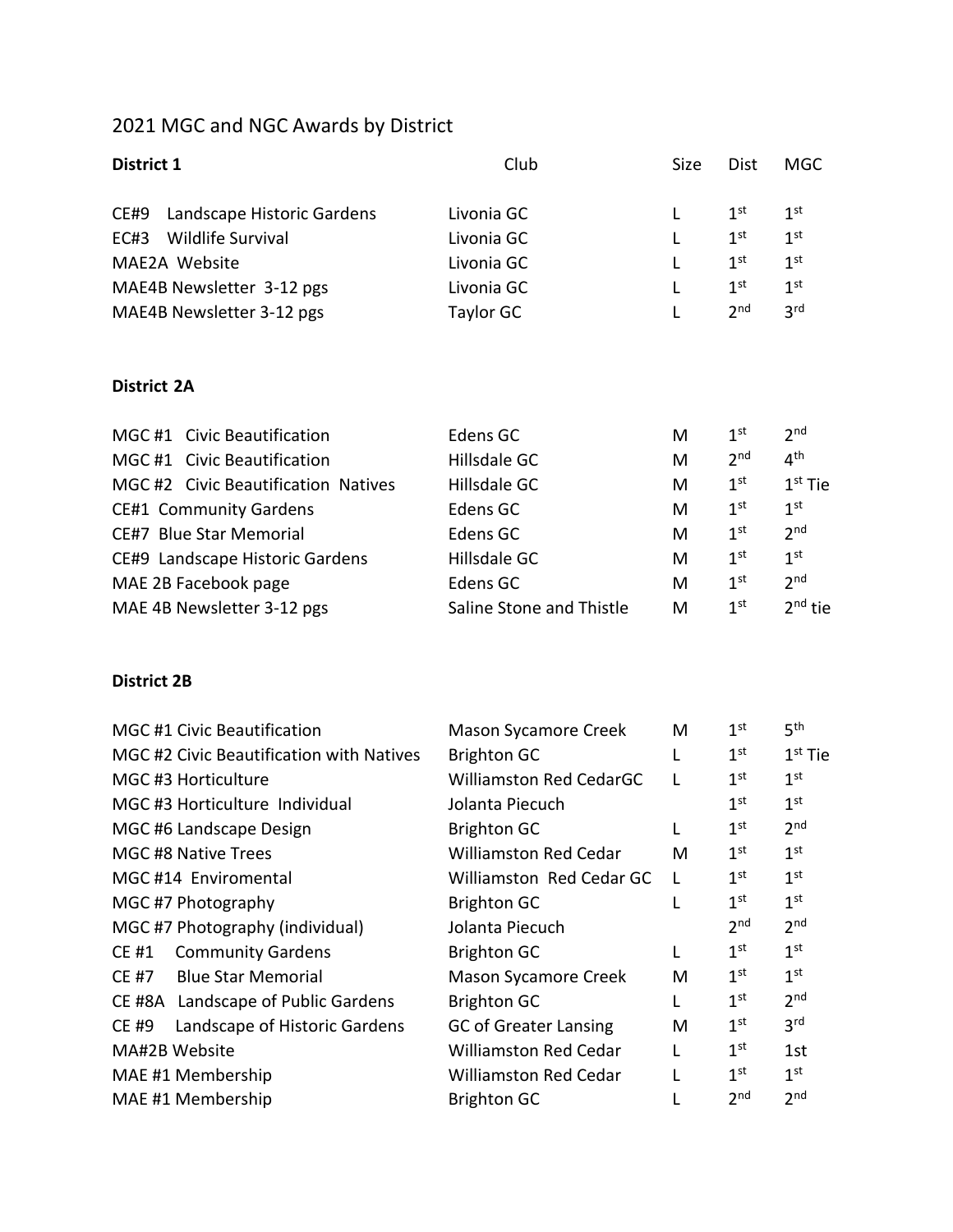# 2021 MGC and NGC Awards by District

| District 1 | Club | Size | Dist | MGC |
|---|---|---|---|---|
| CE#9 Landscape Historic Gardens | Livonia GC | L | 1st | 1st |
| EC#3 Wildlife Survival | Livonia GC | L | 1st | 1st |
| MAE2A Website | Livonia GC | L | 1st | 1st |
| MAE4B Newsletter 3-12 pgs | Livonia GC | L | 1st | 1st |
| MAE4B Newsletter 3-12 pgs | Taylor GC | L | 2nd | 3rd |

**District 2A**

| | | | | |
|---|---|---|---|---|
| MGC #1 Civic Beautification | Edens GC | M | 1st | 2nd |
| MGC #1 Civic Beautification | Hillsdale GC | M | 2nd | 4th |
| MGC #2 Civic Beautification Natives | Hillsdale GC | M | 1st | 1st Tie |
| CE#1 Community Gardens | Edens GC | M | 1st | 1st |
| CE#7 Blue Star Memorial | Edens GC | M | 1st | 2nd |
| CE#9 Landscape Historic Gardens | Hillsdale GC | M | 1st | 1st |
| MAE 2B Facebook page | Edens GC | M | 1st | 2nd |
| MAE 4B Newsletter 3-12 pgs | Saline Stone and Thistle | M | 1st | 2nd tie |

**District 2B**

| | | | | |
|---|---|---|---|---|
| MGC #1 Civic Beautification | Mason Sycamore Creek | M | 1st | 5th |
| MGC #2 Civic Beautification with Natives | Brighton GC | L | 1st | 1st Tie |
| MGC #3 Horticulture | Williamston Red CedarGC | L | 1st | 1st |
| MGC #3 Horticulture Individual | Jolanta Piecuch | | 1st | 1st |
| MGC #6 Landscape Design | Brighton GC | L | 1st | 2nd |
| MGC #8 Native Trees | Williamston Red Cedar | M | 1st | 1st |
| MGC #14 Enviromental | Williamston Red Cedar GC | L | 1st | 1st |
| MGC #7 Photography | Brighton GC | L | 1st | 1st |
| MGC #7 Photography (individual) | Jolanta Piecuch | | 2nd | 2nd |
| CE #1 Community Gardens | Brighton GC | L | 1st | 1st |
| CE #7 Blue Star Memorial | Mason Sycamore Creek | M | 1st | 1st |
| CE #8A Landscape of Public Gardens | Brighton GC | L | 1st | 2nd |
| CE #9 Landscape of Historic Gardens | GC of Greater Lansing | M | 1st | 3rd |
| MA#2B Website | Williamston Red Cedar | L | 1st | 1st |
| MAE #1 Membership | Williamston Red Cedar | L | 1st | 1st |
| MAE #1 Membership | Brighton GC | L | 2nd | 2nd |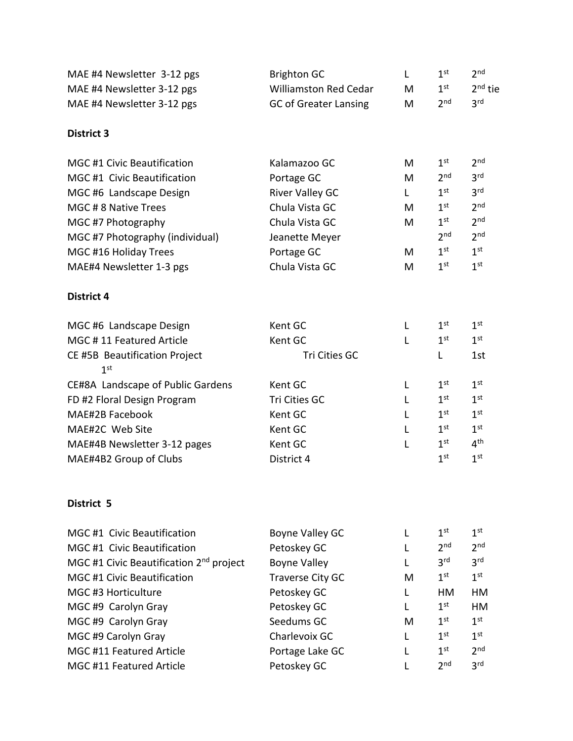| | | | | |
|---|---|---|---|---|
| MAE #4 Newsletter 3-12 pgs | Brighton GC | L | 1st | 2nd |
| MAE #4 Newsletter 3-12 pgs | Williamston Red Cedar | M | 1st | 2nd tie |
| MAE #4 Newsletter 3-12 pgs | GC of Greater Lansing | M | 2nd | 3rd |

**District 3**

| | | | | |
|---|---|---|---|---|
| MGC #1 Civic Beautification | Kalamazoo GC | M | 1st | 2nd |
| MGC #1 Civic Beautification | Portage GC | M | 2nd | 3rd |
| MGC #6 Landscape Design | River Valley GC | L | 1st | 3rd |
| MGC # 8 Native Trees | Chula Vista GC | M | 1st | 2nd |
| MGC #7 Photography | Chula Vista GC | M | 1st | 2nd |
| MGC #7 Photography (individual) | Jeanette Meyer | | 2nd | 2nd |
| MGC #16 Holiday Trees | Portage GC | M | 1st | 1st |
| MAE#4 Newsletter 1-3 pgs | Chula Vista GC | M | 1st | 1st |

**District 4**

| | | | | |
|---|---|---|---|---|
| MGC #6 Landscape Design | Kent GC | L | 1st | 1st |
| MGC # 11 Featured Article | Kent GC | L | 1st | 1st |
| CE #5B Beautification Project | Tri Cities GC | L | 1st | 1st |
| CE#8A Landscape of Public Gardens | Kent GC | L | 1st | 1st |
| FD #2 Floral Design Program | Tri Cities GC | L | 1st | 1st |
| MAE#2B Facebook | Kent GC | L | 1st | 1st |
| MAE#2C Web Site | Kent GC | L | 1st | 1st |
| MAE#4B Newsletter 3-12 pages | Kent GC | L | 1st | 4th |
| MAE#4B2 Group of Clubs | District 4 | | 1st | 1st |

**District 5**

| | | | | |
|---|---|---|---|---|
| MGC #1 Civic Beautification | Boyne Valley GC | L | 1st | 1st |
| MGC #1 Civic Beautification | Petoskey GC | L | 2nd | 2nd |
| MGC #1 Civic Beautification 2nd project | Boyne Valley | L | 3rd | 3rd |
| MGC #1 Civic Beautification | Traverse City GC | M | 1st | 1st |
| MGC #3 Horticulture | Petoskey GC | L | HM | HM |
| MGC #9 Carolyn Gray | Petoskey GC | L | 1st | HM |
| MGC #9 Carolyn Gray | Seedums GC | M | 1st | 1st |
| MGC #9 Carolyn Gray | Charlevoix GC | L | 1st | 1st |
| MGC #11 Featured Article | Portage Lake GC | L | 1st | 2nd |
| MGC #11 Featured Article | Petoskey GC | L | 2nd | 3rd |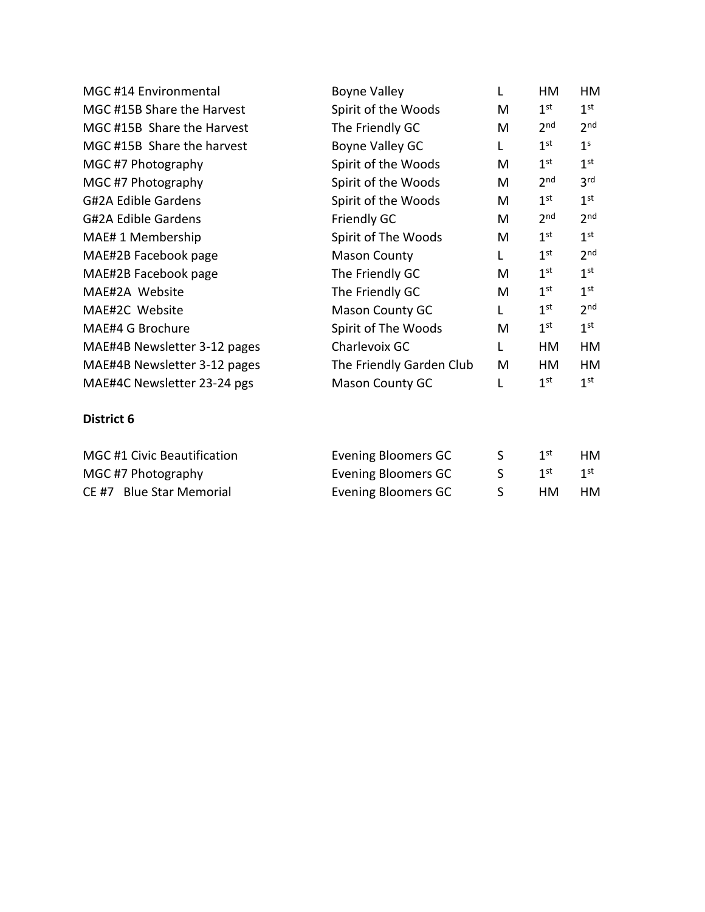| | | | | |
|---|---|---|---|---|
| MGC #14 Environmental | Boyne Valley | L | HM | HM |
| MGC #15B Share the Harvest | Spirit of the Woods | M | 1st | 1st |
| MGC #15B Share the Harvest | The Friendly GC | M | 2nd | 2nd |
| MGC #15B Share the harvest | Boyne Valley GC | L | 1st | 1s |
| MGC #7 Photography | Spirit of the Woods | M | 1st | 1st |
| MGC #7 Photography | Spirit of the Woods | M | 2nd | 3rd |
| G#2A Edible Gardens | Spirit of the Woods | M | 1st | 1st |
| G#2A Edible Gardens | Friendly GC | M | 2nd | 2nd |
| MAE# 1 Membership | Spirit of The Woods | M | 1st | 1st |
| MAE#2B Facebook page | Mason County | L | 1st | 2nd |
| MAE#2B Facebook page | The Friendly GC | M | 1st | 1st |
| MAE#2A Website | The Friendly GC | M | 1st | 1st |
| MAE#2C Website | Mason County GC | L | 1st | 2nd |
| MAE#4 G Brochure | Spirit of The Woods | M | 1st | 1st |
| MAE#4B Newsletter 3-12 pages | Charlevoix GC | L | HM | HM |
| MAE#4B Newsletter 3-12 pages | The Friendly Garden Club | M | HM | HM |
| MAE#4C Newsletter 23-24 pgs | Mason County GC | L | 1st | 1st |

**District 6**

| | | | | |
|---|---|---|---|---|
| MGC #1 Civic Beautification | Evening Bloomers GC | S | 1st | HM |
| MGC #7 Photography | Evening Bloomers GC | S | 1st | 1st |
| CE #7 Blue Star Memorial | Evening Bloomers GC | S | HM | HM |